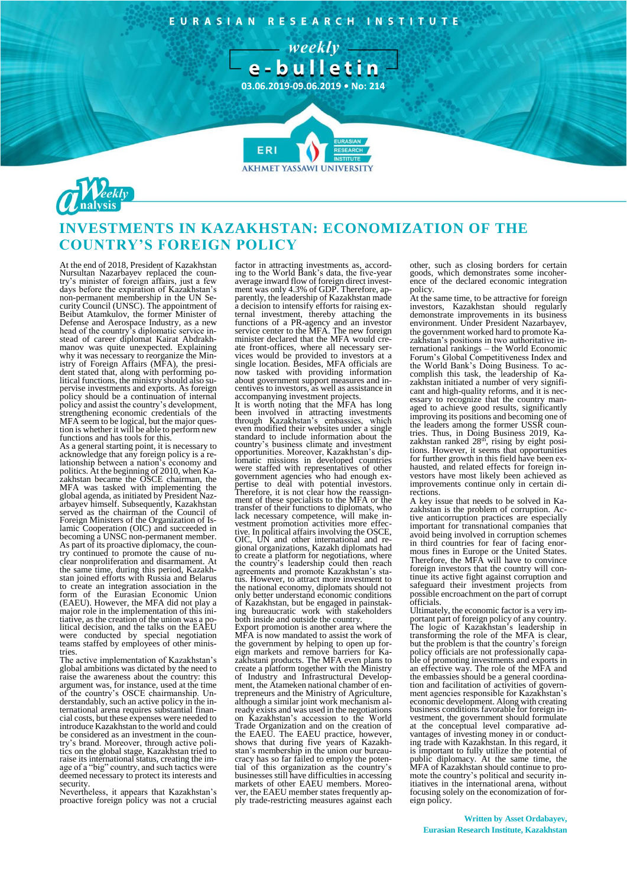EURASIAN RESEARCH INSTITUTE

weekly

# e-bulletin

03.06.2019-09.06.2019 • No: 214

Weekly Analysis

## INVESTMENTS IN KAZAKHSTAN: ECONOMIZATION OF THE COUNTRY'S FOREIGN POLICY

At the end of 2018, President of Kazakhstan Nursultan Nazarbayev replaced the country's minister of foreign affairs, just a few days before the expiration of Kazakhstan's non-permanent membership in the UN Security Council (UNSC). The appointment of Beibut Atamkulov, the former Minister of Defense and Aerospace Industry, as a new head of the country's diplomatic service instead of career diplomat Kairat Abdrakhmanov was quite unexpected. Explaining why it was necessary to reorganize the Ministry of Foreign Affairs (MFA), the president stated that, along with performing political functions, the ministry should also supervise investments and exports. As foreign policy should be a continuation of internal policy and assist the country's development, strengthening economic credentials of the MFA seem to be logical, but the major question is whether it will be able to perform new functions and has tools for this.

As a general starting point, it is necessary to acknowledge that any foreign policy is a relationship between a nation's economy and politics. At the beginning of 2010, when Kazakhstan became the OSCE chairman, the MFA was tasked with implementing the global agenda, as initiated by President Nazarbayev himself. Subsequently, Kazakhstan served as the chairman of the Council of Foreign Ministers of the Organization of Islamic Cooperation (OIC) and succeeded in becoming a UNSC non-permanent member. As part of its proactive diplomacy, the country continued to promote the cause of nuclear nonproliferation and disarmament. At the same time, during this period, Kazakhstan joined efforts with Russia and Belarus to create an integration association in the form of the Eurasian Economic Union (EAEU). However, the MFA did not play a major role in the implementation of this initiative, as the creation of the union was a political decision, and the talks on the EAEU were conducted by special negotiation teams staffed by employees of other ministries.

The active implementation of Kazakhstan's global ambitions was dictated by the need to raise the awareness about the country: this argument was, for instance, used at the time of the country's OSCE chairmanship. Understandably, such an active policy in the international arena requires substantial financial costs, but these expenses were needed to introduce Kazakhstan to the world and could be considered as an investment in the country's brand. Moreover, through active politics on the global stage, Kazakhstan tried to raise its international status, creating the image of a "big" country, and such tactics were deemed necessary to protect its interests and security.

Nevertheless, it appears that Kazakhstan's proactive foreign policy was not a crucial factor in attracting investments as, according to the World Bank's data, the five-year average inward flow of foreign direct investment was only 4.3% of GDP. Therefore, apparently, the leadership of Kazakhstan made a decision to intensify efforts for raising external investment, thereby attaching the functions of a PR-agency and an investor service center to the MFA. The new foreign minister declared that the MFA would create front-offices, where all necessary services would be provided to investors at a single location. Besides, MFA officials are now tasked with providing information about government support measures and incentives to investors, as well as assistance in accompanying investment projects.

It is worth noting that the MFA has long been involved in attracting investments through Kazakhstan's embassies, which even modified their websites under a single standard to include information about the country's business climate and investment opportunities. Moreover, Kazakhstan's diplomatic missions in developed countries were staffed with representatives of other government agencies who had enough expertise to deal with potential investors. Therefore, it is not clear how the reassignment of these specialists to the MFA or the transfer of their functions to diplomats, who lack necessary competence, will make investment promotion activities more effective. In political affairs involving the OSCE, OIC, UN and other international and regional organizations, Kazakh diplomats had to create a platform for negotiations, where the country's leadership could then reach agreements and promote Kazakhstan's status. However, to attract more investment to the national economy, diplomats should not only better understand economic conditions of Kazakhstan, but be engaged in painstaking bureaucratic work with stakeholders both inside and outside the country.

Export promotion is another area where the MFA is now mandated to assist the work of the government by helping to open up foreign markets and remove barriers for Kazakhstani products. The MFA even plans to create a platform together with the Ministry of Industry and Infrastructural Development, the Atameken national chamber of entrepreneurs and the Ministry of Agriculture, although a similar joint work mechanism already exists and was used in the negotiations on Kazakhstan's accession to the World Trade Organization and on the creation of the EAEU. The EAEU practice, however, shows that during five years of Kazakhstan's membership in the union our bureaucracy has so far failed to employ the potential of this organization as the country's businesses still have difficulties in accessing markets of other EAEU members. Moreover, the EAEU member states frequently apply trade-restricting measures against each other, such as closing borders for certain goods, which demonstrates some incoherence of the declared economic integration policy.

At the same time, to be attractive for foreign investors, Kazakhstan should regularly demonstrate improvements in its business environment. Under President Nazarbayev, the government worked hard to promote Kazakhstan's positions in two authoritative international rankings – the World Economic Forum's Global Competitiveness Index and the World Bank's Doing Business. To accomplish this task, the leadership of Kazakhstan initiated a number of very significant and high-quality reforms, and it is necessary to recognize that the country managed to achieve good results, significantly improving its positions and becoming one of the leaders among the former USSR countries. Thus, in Doing Business 2019, Kazakhstan ranked 28th, rising by eight positions. However, it seems that opportunities for further growth in this field have been exhausted, and related effects for foreign investors have most likely been achieved as improvements continue only in certain directions.

A key issue that needs to be solved in Kazakhstan is the problem of corruption. Active anticorruption practices are especially important for transnational companies that avoid being involved in corruption schemes in third countries for fear of facing enormous fines in Europe or the United States. Therefore, the MFA will have to convince foreign investors that the country will continue its active fight against corruption and safeguard their investment projects from possible encroachment on the part of corrupt officials.

Ultimately, the economic factor is a very important part of foreign policy of any country. The logic of Kazakhstan's leadership in transforming the role of the MFA is clear, but the problem is that the country's foreign policy officials are not professionally capable of promoting investments and exports in an effective way. The role of the MFA and the embassies should be a general coordination and facilitation of activities of government agencies responsible for Kazakhstan's economic development. Along with creating business conditions favorable for foreign investment, the government should formulate at the conceptual level comparative advantages of investing money in or conducting trade with Kazakhstan. In this regard, it is important to fully utilize the potential of public diplomacy. At the same time, the MFA of Kazakhstan should continue to promote the country's political and security initiatives in the international arena, without focusing solely on the economization of foreign policy.

**Written by Asset Ordabayev, Eurasian Research Institute, Kazakhstan**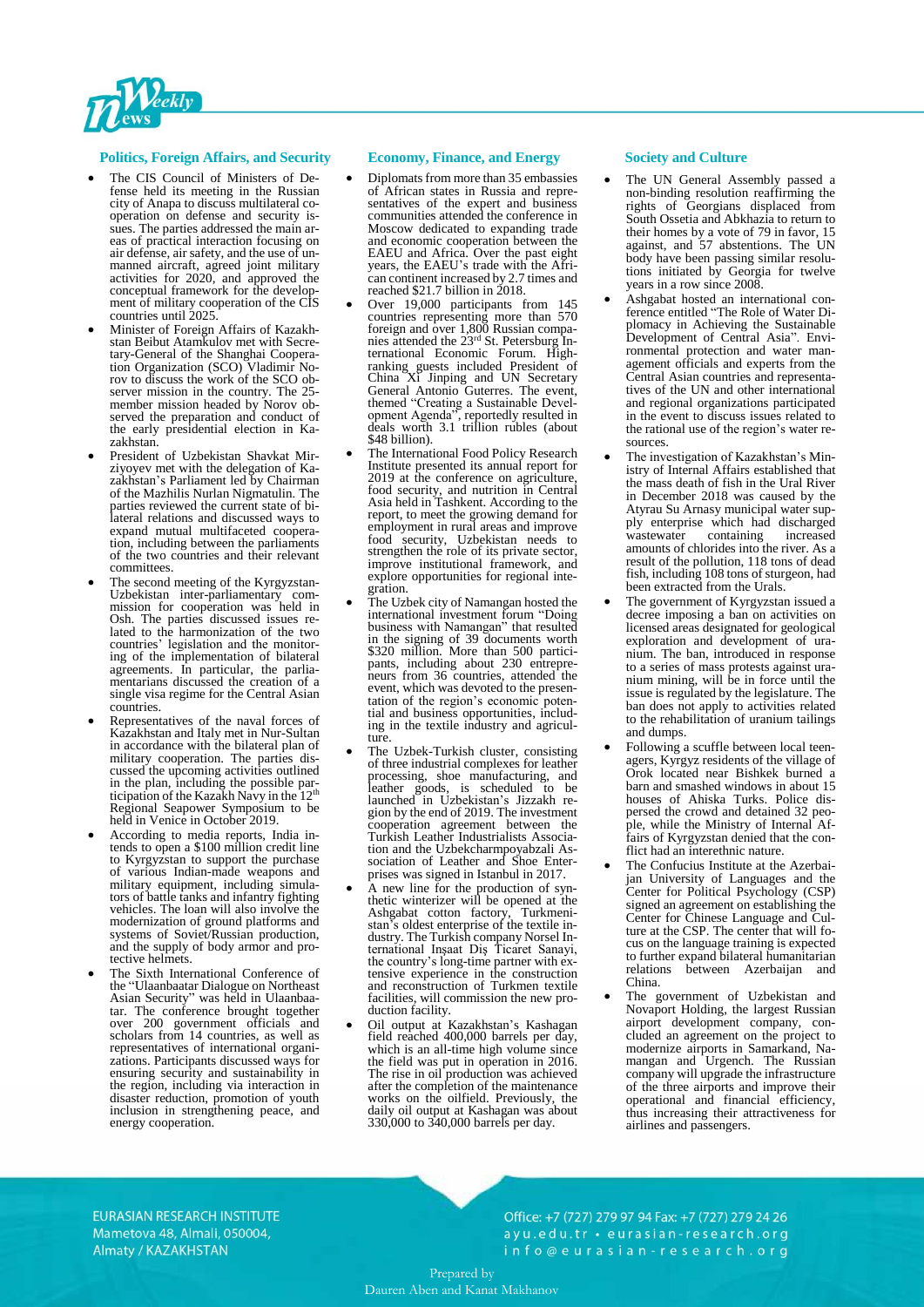## Politics, Foreign Affairs, and Security

- The CIS Council of Ministers of Defense held its meeting in the Russian city of Anapa to discuss multilateral cooperation on defense and security issues. The parties addressed the main areas of practical interaction focusing on air defense, air safety, and the use of unmanned aircraft, agreed joint military activities for 2020, and approved the conceptual framework for the development of military cooperation of the CIS countries until 2025.
- Minister of Foreign Affairs of Kazakhstan Beibut Atamkulov met with Secretary-General of the Shanghai Cooperation Organization (SCO) Vladimir Norov to discuss the work of the SCO observer mission in the country. The 25-member mission headed by Norov observed the preparation and conduct of the early presidential election in Kazakhstan.
- President of Uzbekistan Shavkat Mirziyoyev met with the delegation of Kazakhstan's Parliament led by Chairman of the Mazhilis Nurlan Nigmatulin. The parties reviewed the current state of bilateral relations and discussed ways to expand mutual multifaceted cooperation, including between the parliaments of the two countries and their relevant committees.
- The second meeting of the Kyrgyzstan-Uzbekistan inter-parliamentary commission for cooperation was held in Osh. The parties discussed issues related to the harmonization of the two countries' legislation and the monitoring of the implementation of bilateral agreements. In particular, the parliamentarians discussed the creation of a single visa regime for the Central Asian countries.
- Representatives of the naval forces of Kazakhstan and Italy met in Nur-Sultan in accordance with the bilateral plan of military cooperation. The parties discussed the upcoming activities outlined in the plan, including the possible participation of the Kazakh Navy in the 12th Regional Seapower Symposium to be held in Venice in October 2019.
- According to media reports, India intends to open a $100 million credit line to Kyrgyzstan to support the purchase of various Indian-made weapons and military equipment, including simulators of battle tanks and infantry fighting vehicles. The loan will also involve the modernization of ground platforms and systems of Soviet/Russian production, and the supply of body armor and protective helmets.
- The Sixth International Conference of the "Ulaanbaatar Dialogue on Northeast Asian Security" was held in Ulaanbaatar. The conference brought together over 200 government officials and scholars from 14 countries, as well as representatives of international organizations. Participants discussed ways for ensuring security and sustainability in the region, including via interaction in disaster reduction, promotion of youth inclusion in strengthening peace, and energy cooperation.

## Economy, Finance, and Energy

- Diplomats from more than 35 embassies of African states in Russia and representatives of the expert and business communities attended the conference in Moscow dedicated to expanding trade and economic cooperation between the EAEU and Africa. Over the past eight years, the EAEU's trade with the African continent increased by 2.7 times and reached $21.7 billion in 2018.
- Over 19,000 participants from 145 countries representing more than 570 foreign and over 1,800 Russian companies attended the 23rd St. Petersburg International Economic Forum. High-ranking guests included President of China Xi Jinping and UN Secretary General Antonio Guterres. The event, themed "Creating a Sustainable Development Agenda", reportedly resulted in deals worth 3.1 trillion rubles (about $48 billion).
- The International Food Policy Research Institute presented its annual report for 2019 at the conference on agriculture, food security, and nutrition in Central Asia held in Tashkent. According to the report, to meet the growing demand for employment in rural areas and improve food security, Uzbekistan needs to strengthen the role of its private sector, improve institutional framework, and explore opportunities for regional integration.
- The Uzbek city of Namangan hosted the international investment forum "Doing business with Namangan" that resulted in the signing of 39 documents worth $320 million. More than 500 participants, including about 230 entrepreneurs from 36 countries, attended the event, which was devoted to the presentation of the region's economic potential and business opportunities, including in the textile industry and agriculture.
- The Uzbek-Turkish cluster, consisting of three industrial complexes for leather processing, shoe manufacturing, and leather goods, is scheduled to be launched in Uzbekistan's Jizzakh region by the end of 2019. The investment cooperation agreement between the Turkish Leather Industrialists Association and the Uzbekcharmpoyabzali Association of Leather and Shoe Enterprises was signed in Istanbul in 2017.
- A new line for the production of synthetic winterizer will be opened at the Ashgabat cotton factory, Turkmenistan's oldest enterprise of the textile industry. The Turkish company Norsel International İnşaat Diş Ticaret Sanayi, the country's long-time partner with extensive experience in the construction and reconstruction of Turkmen textile facilities, will commission the new production facility.
- Oil output at Kazakhstan's Kashagan field reached 400,000 barrels per day, which is an all-time high volume since the field was put in operation in 2016. The rise in oil production was achieved after the completion of the maintenance works on the oilfield. Previously, the daily oil output at Kashagan was about 330,000 to 340,000 barrels per day.

## Society and Culture

- The UN General Assembly passed a non-binding resolution reaffirming the rights of Georgians displaced from South Ossetia and Abkhazia to return to their homes by a vote of 79 in favor, 15 against, and 57 abstentions. The UN body have been passing similar resolutions initiated by Georgia for twelve years in a row since 2008.
- Ashgabat hosted an international conference entitled "The Role of Water Diplomacy in Achieving the Sustainable Development of Central Asia". Environmental protection and water management officials and experts from the Central Asian countries and representatives of the UN and other international and regional organizations participated in the event to discuss issues related to the rational use of the region's water resources.
- The investigation of Kazakhstan's Ministry of Internal Affairs established that the mass death of fish in the Ural River in December 2018 was caused by the Atyrau Su Arnasy municipal water supply enterprise which had discharged wastewater containing increased amounts of chlorides into the river. As a result of the pollution, 118 tons of dead fish, including 108 tons of sturgeon, had been extracted from the Urals.
- The government of Kyrgyzstan issued a decree imposing a ban on activities on licensed areas designated for geological exploration and development of uranium. The ban, introduced in response to a series of mass protests against uranium mining, will be in force until the issue is regulated by the legislature. The ban does not apply to activities related to the rehabilitation of uranium tailings and dumps.
- Following a scuffle between local teenagers, Kyrgyz residents of the village of Orok located near Bishkek burned a barn and smashed windows in about 15 houses of Ahiska Turks. Police dispersed the crowd and detained 32 people, while the Ministry of Internal Affairs of Kyrgyzstan denied that the conflict had an interethnic nature.
- The Confucius Institute at the Azerbaijan University of Languages and the Center for Political Psychology (CSP) signed an agreement on establishing the Center for Chinese Language and Culture at the CSP. The center that will focus on the language training is expected to further expand bilateral humanitarian relations between Azerbaijan and China.
- The government of Uzbekistan and Novaport Holding, the largest Russian airport development company, concluded an agreement on the project to modernize airports in Samarkand, Namangan and Urgench. The Russian company will upgrade the infrastructure of the three airports and improve their operational and financial efficiency, thus increasing their attractiveness for airlines and passengers.

EURASIAN RESEARCH INSTITUTE
Mametova 48, Almali, 050004,
Almaty / KAZAKHSTAN

Office: +7 (727) 279 97 94 Fax: +7 (727) 279 24 26
ayu.edu.tr • eurasian-research.org
info@eurasian-research.org

Prepared by
Dauren Aben and Kanat Makhanov